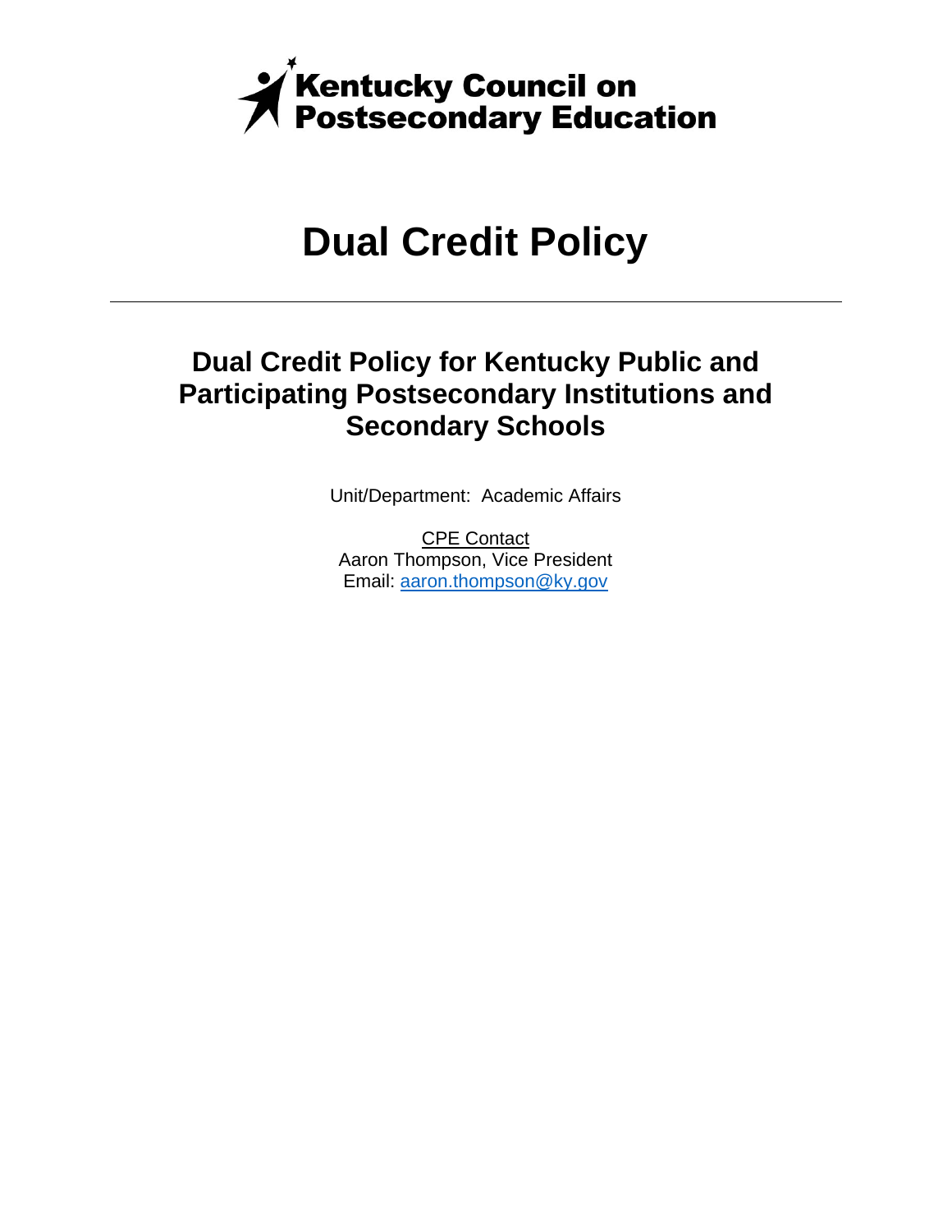**Kentucky Council on Postsecondary Education**

# Dual Credit Policy

---

## Dual Credit Policy for Kentucky Public and Participating Postsecondary Institutions and Secondary Schools

Unit/Department: Academic Affairs

CPE Contact
Aaron Thompson, Vice President
Email: aaron.thompson@ky.gov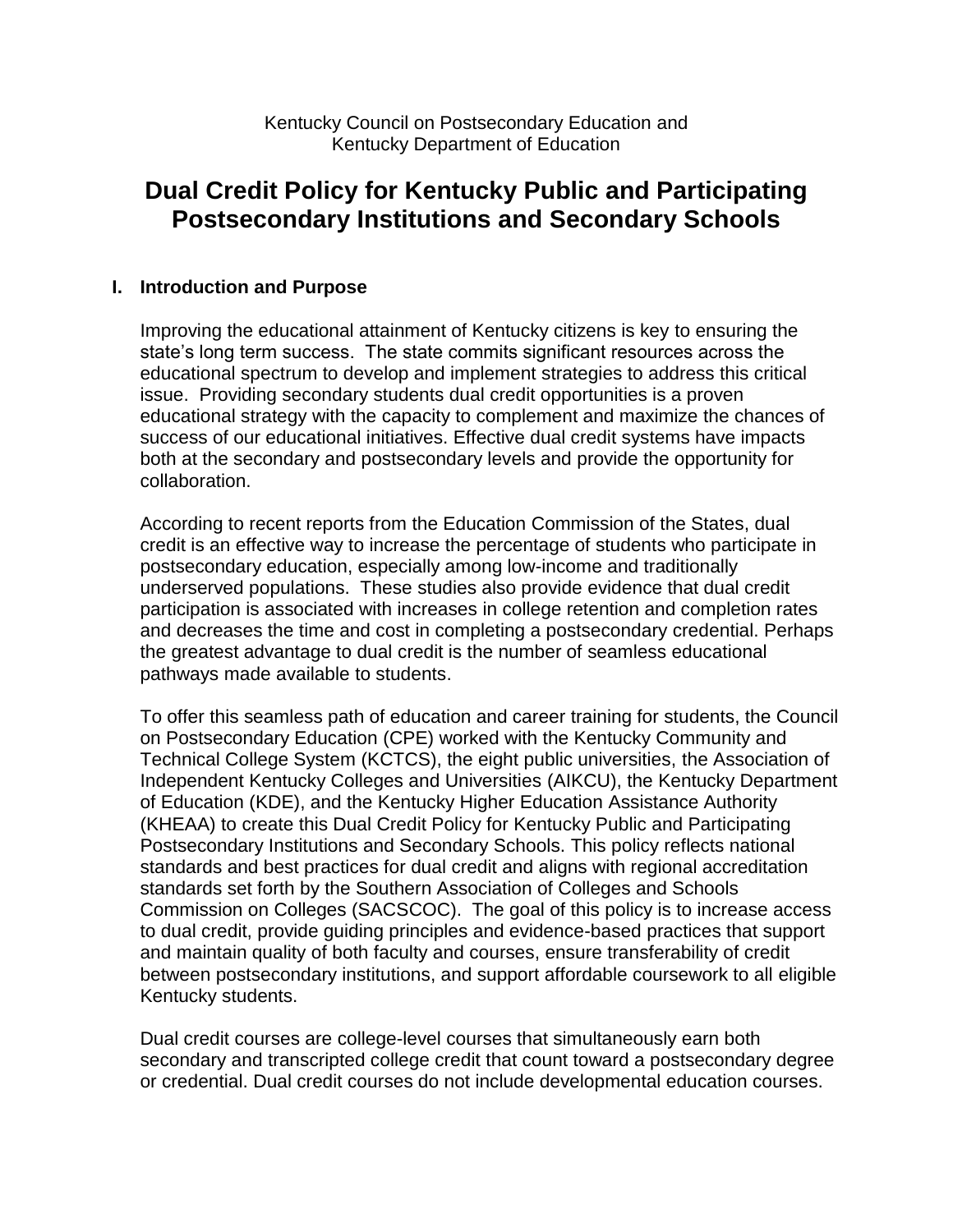Kentucky Council on Postsecondary Education and
Kentucky Department of Education

# Dual Credit Policy for Kentucky Public and Participating Postsecondary Institutions and Secondary Schools

## I. Introduction and Purpose

Improving the educational attainment of Kentucky citizens is key to ensuring the state's long term success. The state commits significant resources across the educational spectrum to develop and implement strategies to address this critical issue. Providing secondary students dual credit opportunities is a proven educational strategy with the capacity to complement and maximize the chances of success of our educational initiatives. Effective dual credit systems have impacts both at the secondary and postsecondary levels and provide the opportunity for collaboration.

According to recent reports from the Education Commission of the States, dual credit is an effective way to increase the percentage of students who participate in postsecondary education, especially among low-income and traditionally underserved populations. These studies also provide evidence that dual credit participation is associated with increases in college retention and completion rates and decreases the time and cost in completing a postsecondary credential. Perhaps the greatest advantage to dual credit is the number of seamless educational pathways made available to students.

To offer this seamless path of education and career training for students, the Council on Postsecondary Education (CPE) worked with the Kentucky Community and Technical College System (KCTCS), the eight public universities, the Association of Independent Kentucky Colleges and Universities (AIKCU), the Kentucky Department of Education (KDE), and the Kentucky Higher Education Assistance Authority (KHEAA) to create this Dual Credit Policy for Kentucky Public and Participating Postsecondary Institutions and Secondary Schools. This policy reflects national standards and best practices for dual credit and aligns with regional accreditation standards set forth by the Southern Association of Colleges and Schools Commission on Colleges (SACSCOC). The goal of this policy is to increase access to dual credit, provide guiding principles and evidence-based practices that support and maintain quality of both faculty and courses, ensure transferability of credit between postsecondary institutions, and support affordable coursework to all eligible Kentucky students.

Dual credit courses are college-level courses that simultaneously earn both secondary and transcripted college credit that count toward a postsecondary degree or credential. Dual credit courses do not include developmental education courses.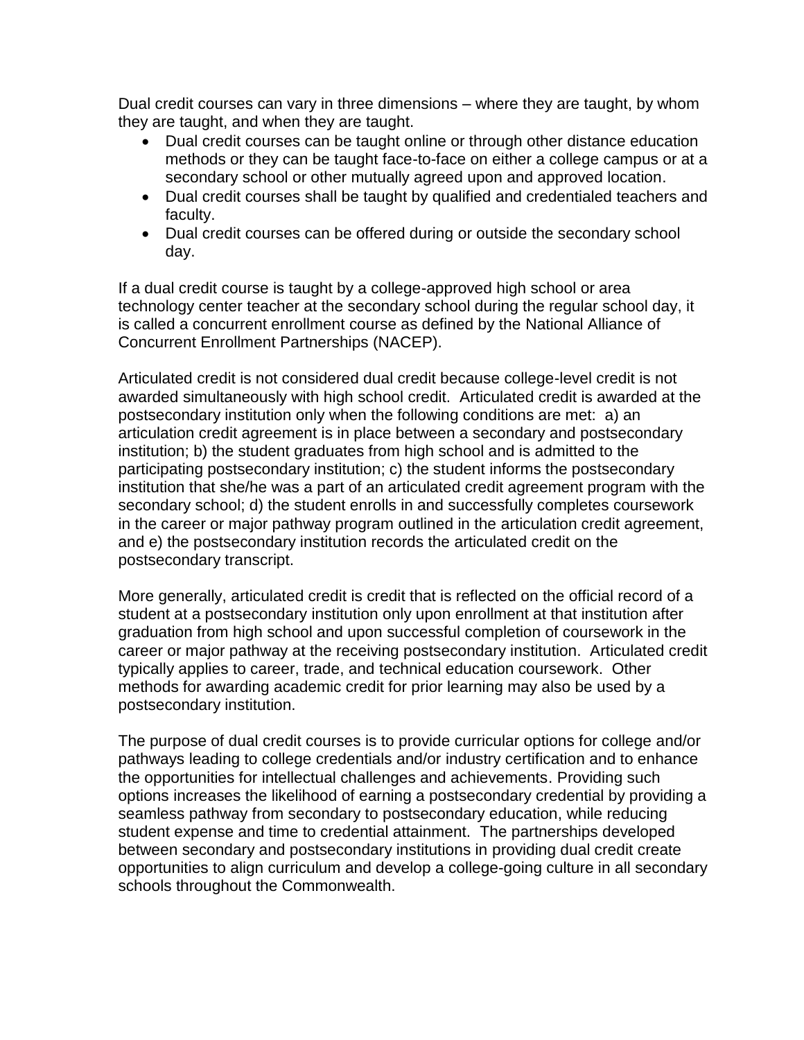Dual credit courses can vary in three dimensions – where they are taught, by whom they are taught, and when they are taught.

- Dual credit courses can be taught online or through other distance education methods or they can be taught face-to-face on either a college campus or at a secondary school or other mutually agreed upon and approved location.
- Dual credit courses shall be taught by qualified and credentialed teachers and faculty.
- Dual credit courses can be offered during or outside the secondary school day.

If a dual credit course is taught by a college-approved high school or area technology center teacher at the secondary school during the regular school day, it is called a concurrent enrollment course as defined by the National Alliance of Concurrent Enrollment Partnerships (NACEP).

Articulated credit is not considered dual credit because college-level credit is not awarded simultaneously with high school credit. Articulated credit is awarded at the postsecondary institution only when the following conditions are met: a) an articulation credit agreement is in place between a secondary and postsecondary institution; b) the student graduates from high school and is admitted to the participating postsecondary institution; c) the student informs the postsecondary institution that she/he was a part of an articulated credit agreement program with the secondary school; d) the student enrolls in and successfully completes coursework in the career or major pathway program outlined in the articulation credit agreement, and e) the postsecondary institution records the articulated credit on the postsecondary transcript.

More generally, articulated credit is credit that is reflected on the official record of a student at a postsecondary institution only upon enrollment at that institution after graduation from high school and upon successful completion of coursework in the career or major pathway at the receiving postsecondary institution. Articulated credit typically applies to career, trade, and technical education coursework. Other methods for awarding academic credit for prior learning may also be used by a postsecondary institution.

The purpose of dual credit courses is to provide curricular options for college and/or pathways leading to college credentials and/or industry certification and to enhance the opportunities for intellectual challenges and achievements. Providing such options increases the likelihood of earning a postsecondary credential by providing a seamless pathway from secondary to postsecondary education, while reducing student expense and time to credential attainment. The partnerships developed between secondary and postsecondary institutions in providing dual credit create opportunities to align curriculum and develop a college-going culture in all secondary schools throughout the Commonwealth.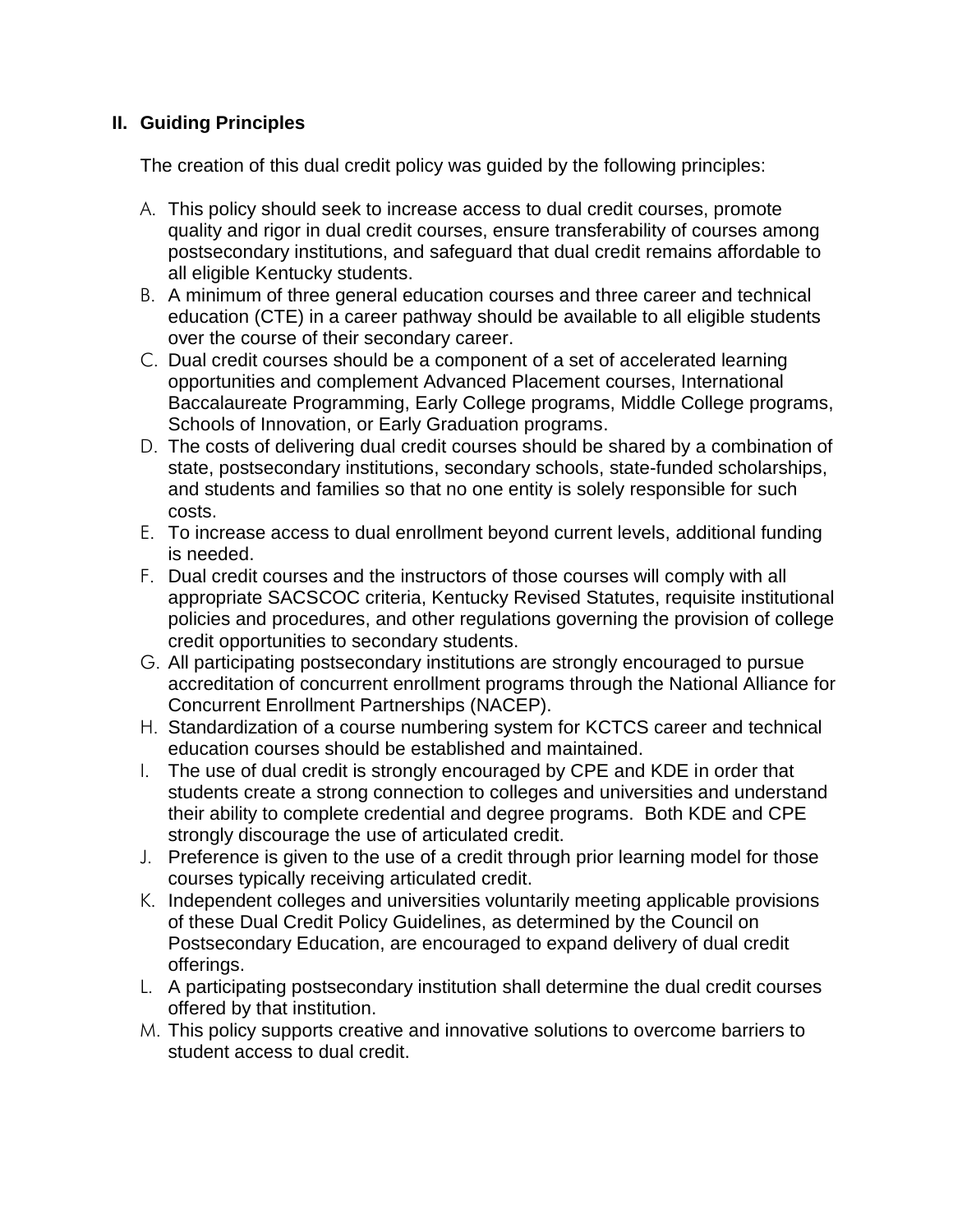## II. Guiding Principles

The creation of this dual credit policy was guided by the following principles:

A. This policy should seek to increase access to dual credit courses, promote quality and rigor in dual credit courses, ensure transferability of courses among postsecondary institutions, and safeguard that dual credit remains affordable to all eligible Kentucky students.
B. A minimum of three general education courses and three career and technical education (CTE) in a career pathway should be available to all eligible students over the course of their secondary career.
C. Dual credit courses should be a component of a set of accelerated learning opportunities and complement Advanced Placement courses, International Baccalaureate Programming, Early College programs, Middle College programs, Schools of Innovation, or Early Graduation programs.
D. The costs of delivering dual credit courses should be shared by a combination of state, postsecondary institutions, secondary schools, state-funded scholarships, and students and families so that no one entity is solely responsible for such costs.
E. To increase access to dual enrollment beyond current levels, additional funding is needed.
F. Dual credit courses and the instructors of those courses will comply with all appropriate SACSCOC criteria, Kentucky Revised Statutes, requisite institutional policies and procedures, and other regulations governing the provision of college credit opportunities to secondary students.
G. All participating postsecondary institutions are strongly encouraged to pursue accreditation of concurrent enrollment programs through the National Alliance for Concurrent Enrollment Partnerships (NACEP).
H. Standardization of a course numbering system for KCTCS career and technical education courses should be established and maintained.
I. The use of dual credit is strongly encouraged by CPE and KDE in order that students create a strong connection to colleges and universities and understand their ability to complete credential and degree programs. Both KDE and CPE strongly discourage the use of articulated credit.
J. Preference is given to the use of a credit through prior learning model for those courses typically receiving articulated credit.
K. Independent colleges and universities voluntarily meeting applicable provisions of these Dual Credit Policy Guidelines, as determined by the Council on Postsecondary Education, are encouraged to expand delivery of dual credit offerings.
L. A participating postsecondary institution shall determine the dual credit courses offered by that institution.
M. This policy supports creative and innovative solutions to overcome barriers to student access to dual credit.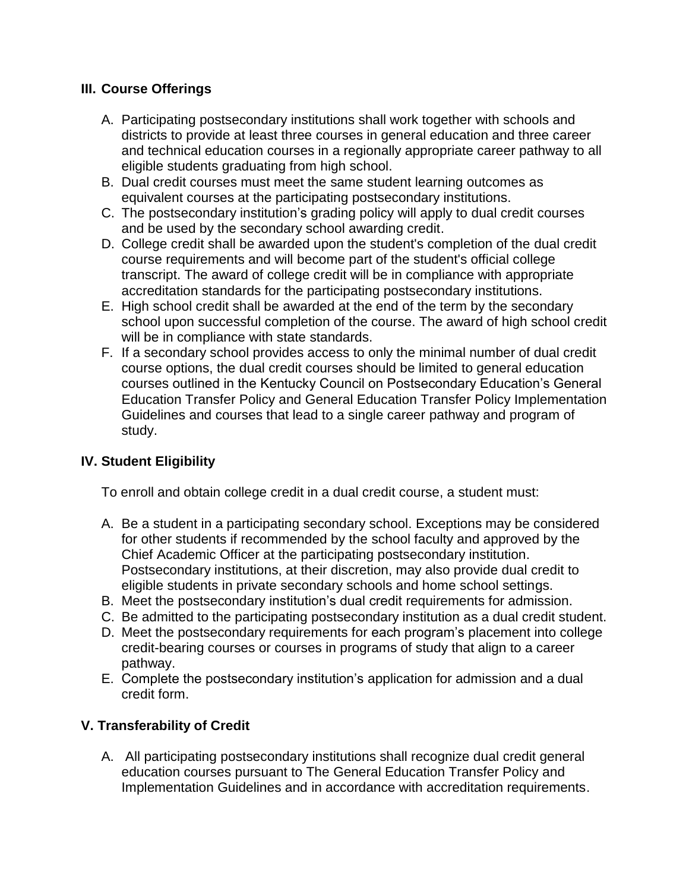## III. Course Offerings

A. Participating postsecondary institutions shall work together with schools and districts to provide at least three courses in general education and three career and technical education courses in a regionally appropriate career pathway to all eligible students graduating from high school.

B. Dual credit courses must meet the same student learning outcomes as equivalent courses at the participating postsecondary institutions.

C. The postsecondary institution's grading policy will apply to dual credit courses and be used by the secondary school awarding credit.

D. College credit shall be awarded upon the student's completion of the dual credit course requirements and will become part of the student's official college transcript. The award of college credit will be in compliance with appropriate accreditation standards for the participating postsecondary institutions.

E. High school credit shall be awarded at the end of the term by the secondary school upon successful completion of the course. The award of high school credit will be in compliance with state standards.

F. If a secondary school provides access to only the minimal number of dual credit course options, the dual credit courses should be limited to general education courses outlined in the Kentucky Council on Postsecondary Education's General Education Transfer Policy and General Education Transfer Policy Implementation Guidelines and courses that lead to a single career pathway and program of study.

## IV. Student Eligibility

To enroll and obtain college credit in a dual credit course, a student must:

A. Be a student in a participating secondary school. Exceptions may be considered for other students if recommended by the school faculty and approved by the Chief Academic Officer at the participating postsecondary institution. Postsecondary institutions, at their discretion, may also provide dual credit to eligible students in private secondary schools and home school settings.

B. Meet the postsecondary institution's dual credit requirements for admission.

C. Be admitted to the participating postsecondary institution as a dual credit student.

D. Meet the postsecondary requirements for each program's placement into college credit-bearing courses or courses in programs of study that align to a career pathway.

E. Complete the postsecondary institution's application for admission and a dual credit form.

## V. Transferability of Credit

A. All participating postsecondary institutions shall recognize dual credit general education courses pursuant to The General Education Transfer Policy and Implementation Guidelines and in accordance with accreditation requirements.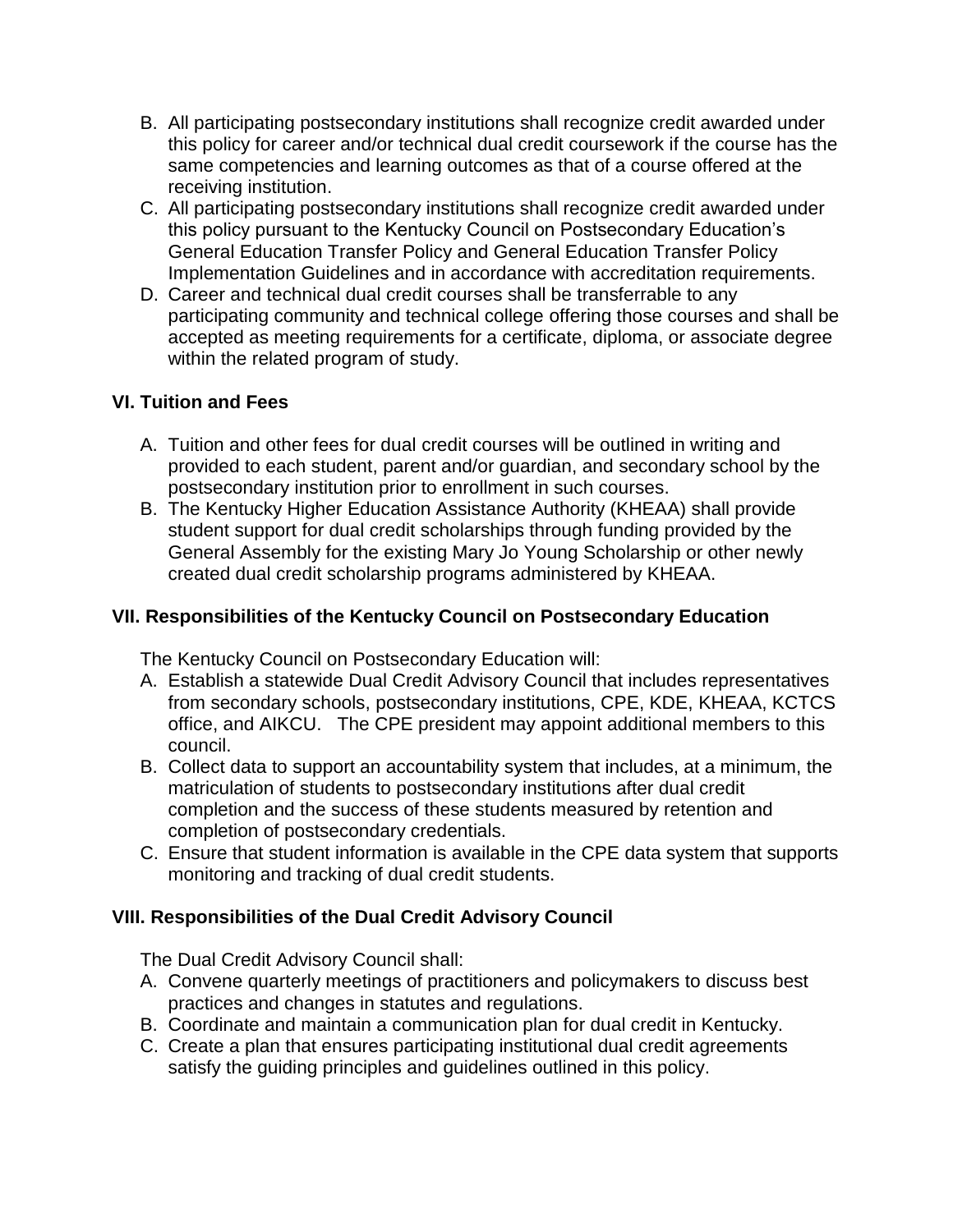B. All participating postsecondary institutions shall recognize credit awarded under this policy for career and/or technical dual credit coursework if the course has the same competencies and learning outcomes as that of a course offered at the receiving institution.
C. All participating postsecondary institutions shall recognize credit awarded under this policy pursuant to the Kentucky Council on Postsecondary Education's General Education Transfer Policy and General Education Transfer Policy Implementation Guidelines and in accordance with accreditation requirements.
D. Career and technical dual credit courses shall be transferrable to any participating community and technical college offering those courses and shall be accepted as meeting requirements for a certificate, diploma, or associate degree within the related program of study.

### VI. Tuition and Fees

A. Tuition and other fees for dual credit courses will be outlined in writing and provided to each student, parent and/or guardian, and secondary school by the postsecondary institution prior to enrollment in such courses.
B. The Kentucky Higher Education Assistance Authority (KHEAA) shall provide student support for dual credit scholarships through funding provided by the General Assembly for the existing Mary Jo Young Scholarship or other newly created dual credit scholarship programs administered by KHEAA.

### VII. Responsibilities of the Kentucky Council on Postsecondary Education

The Kentucky Council on Postsecondary Education will:

A. Establish a statewide Dual Credit Advisory Council that includes representatives from secondary schools, postsecondary institutions, CPE, KDE, KHEAA, KCTCS office, and AIKCU. The CPE president may appoint additional members to this council.
B. Collect data to support an accountability system that includes, at a minimum, the matriculation of students to postsecondary institutions after dual credit completion and the success of these students measured by retention and completion of postsecondary credentials.
C. Ensure that student information is available in the CPE data system that supports monitoring and tracking of dual credit students.

### VIII. Responsibilities of the Dual Credit Advisory Council

The Dual Credit Advisory Council shall:

A. Convene quarterly meetings of practitioners and policymakers to discuss best practices and changes in statutes and regulations.
B. Coordinate and maintain a communication plan for dual credit in Kentucky.
C. Create a plan that ensures participating institutional dual credit agreements satisfy the guiding principles and guidelines outlined in this policy.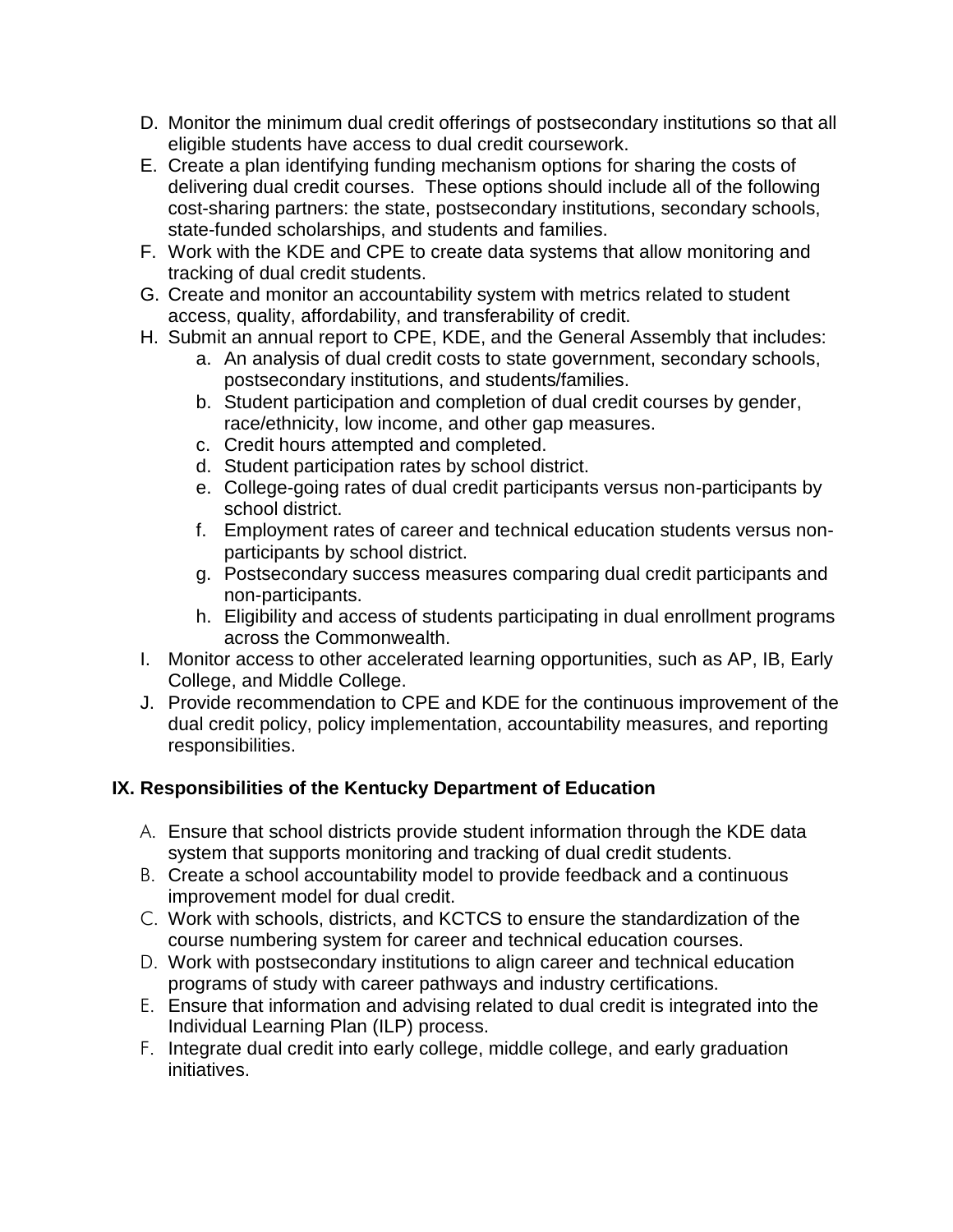D. Monitor the minimum dual credit offerings of postsecondary institutions so that all eligible students have access to dual credit coursework.
E. Create a plan identifying funding mechanism options for sharing the costs of delivering dual credit courses. These options should include all of the following cost-sharing partners: the state, postsecondary institutions, secondary schools, state-funded scholarships, and students and families.
F. Work with the KDE and CPE to create data systems that allow monitoring and tracking of dual credit students.
G. Create and monitor an accountability system with metrics related to student access, quality, affordability, and transferability of credit.
H. Submit an annual report to CPE, KDE, and the General Assembly that includes:
    a. An analysis of dual credit costs to state government, secondary schools, postsecondary institutions, and students/families.
    b. Student participation and completion of dual credit courses by gender, race/ethnicity, low income, and other gap measures.
    c. Credit hours attempted and completed.
    d. Student participation rates by school district.
    e. College-going rates of dual credit participants versus non-participants by school district.
    f. Employment rates of career and technical education students versus non-participants by school district.
    g. Postsecondary success measures comparing dual credit participants and non-participants.
    h. Eligibility and access of students participating in dual enrollment programs across the Commonwealth.
I. Monitor access to other accelerated learning opportunities, such as AP, IB, Early College, and Middle College.
J. Provide recommendation to CPE and KDE for the continuous improvement of the dual credit policy, policy implementation, accountability measures, and reporting responsibilities.

## IX. Responsibilities of the Kentucky Department of Education

A. Ensure that school districts provide student information through the KDE data system that supports monitoring and tracking of dual credit students.
B. Create a school accountability model to provide feedback and a continuous improvement model for dual credit.
C. Work with schools, districts, and KCTCS to ensure the standardization of the course numbering system for career and technical education courses.
D. Work with postsecondary institutions to align career and technical education programs of study with career pathways and industry certifications.
E. Ensure that information and advising related to dual credit is integrated into the Individual Learning Plan (ILP) process.
F. Integrate dual credit into early college, middle college, and early graduation initiatives.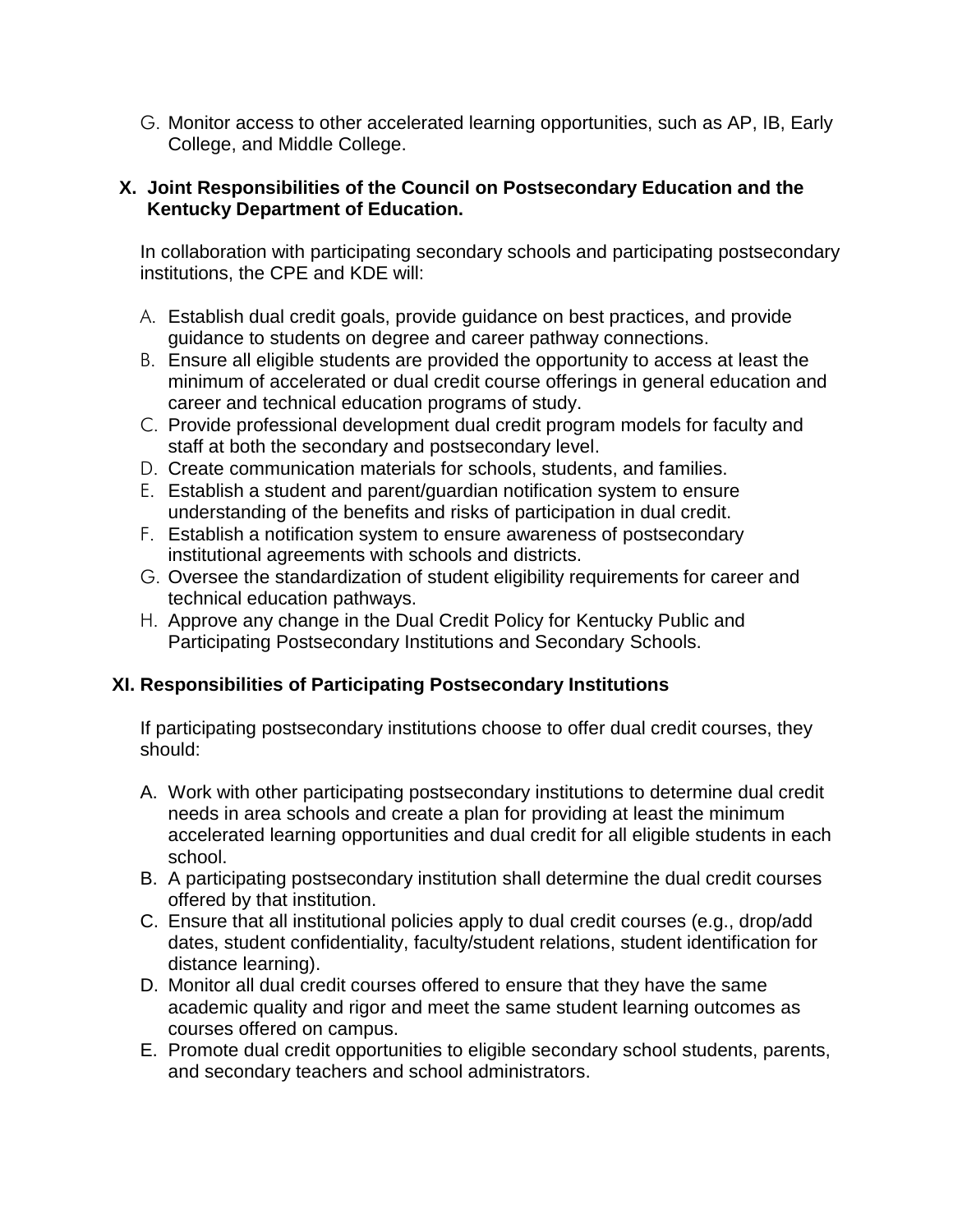G. Monitor access to other accelerated learning opportunities, such as AP, IB, Early College, and Middle College.

## X. Joint Responsibilities of the Council on Postsecondary Education and the Kentucky Department of Education.

In collaboration with participating secondary schools and participating postsecondary institutions, the CPE and KDE will:

A. Establish dual credit goals, provide guidance on best practices, and provide guidance to students on degree and career pathway connections.
B. Ensure all eligible students are provided the opportunity to access at least the minimum of accelerated or dual credit course offerings in general education and career and technical education programs of study.
C. Provide professional development dual credit program models for faculty and staff at both the secondary and postsecondary level.
D. Create communication materials for schools, students, and families.
E. Establish a student and parent/guardian notification system to ensure understanding of the benefits and risks of participation in dual credit.
F. Establish a notification system to ensure awareness of postsecondary institutional agreements with schools and districts.
G. Oversee the standardization of student eligibility requirements for career and technical education pathways.
H. Approve any change in the Dual Credit Policy for Kentucky Public and Participating Postsecondary Institutions and Secondary Schools.

## XI. Responsibilities of Participating Postsecondary Institutions

If participating postsecondary institutions choose to offer dual credit courses, they should:

A. Work with other participating postsecondary institutions to determine dual credit needs in area schools and create a plan for providing at least the minimum accelerated learning opportunities and dual credit for all eligible students in each school.
B. A participating postsecondary institution shall determine the dual credit courses offered by that institution.
C. Ensure that all institutional policies apply to dual credit courses (e.g., drop/add dates, student confidentiality, faculty/student relations, student identification for distance learning).
D. Monitor all dual credit courses offered to ensure that they have the same academic quality and rigor and meet the same student learning outcomes as courses offered on campus.
E. Promote dual credit opportunities to eligible secondary school students, parents, and secondary teachers and school administrators.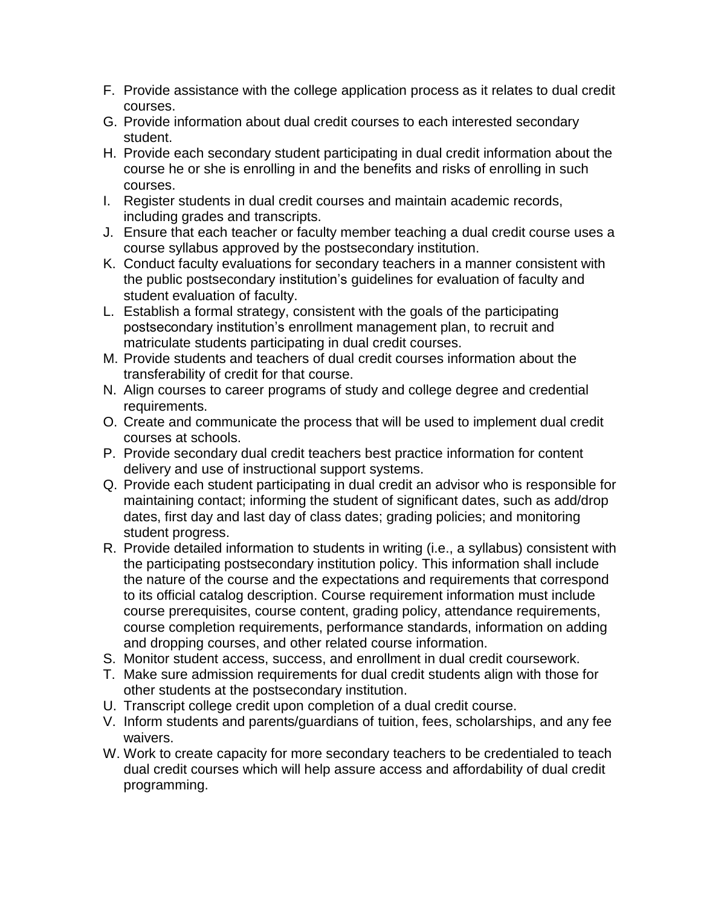F. Provide assistance with the college application process as it relates to dual credit courses.
G. Provide information about dual credit courses to each interested secondary student.
H. Provide each secondary student participating in dual credit information about the course he or she is enrolling in and the benefits and risks of enrolling in such courses.
I. Register students in dual credit courses and maintain academic records, including grades and transcripts.
J. Ensure that each teacher or faculty member teaching a dual credit course uses a course syllabus approved by the postsecondary institution.
K. Conduct faculty evaluations for secondary teachers in a manner consistent with the public postsecondary institution's guidelines for evaluation of faculty and student evaluation of faculty.
L. Establish a formal strategy, consistent with the goals of the participating postsecondary institution's enrollment management plan, to recruit and matriculate students participating in dual credit courses.
M. Provide students and teachers of dual credit courses information about the transferability of credit for that course.
N. Align courses to career programs of study and college degree and credential requirements.
O. Create and communicate the process that will be used to implement dual credit courses at schools.
P. Provide secondary dual credit teachers best practice information for content delivery and use of instructional support systems.
Q. Provide each student participating in dual credit an advisor who is responsible for maintaining contact; informing the student of significant dates, such as add/drop dates, first day and last day of class dates; grading policies; and monitoring student progress.
R. Provide detailed information to students in writing (i.e., a syllabus) consistent with the participating postsecondary institution policy. This information shall include the nature of the course and the expectations and requirements that correspond to its official catalog description. Course requirement information must include course prerequisites, course content, grading policy, attendance requirements, course completion requirements, performance standards, information on adding and dropping courses, and other related course information.
S. Monitor student access, success, and enrollment in dual credit coursework.
T. Make sure admission requirements for dual credit students align with those for other students at the postsecondary institution.
U. Transcript college credit upon completion of a dual credit course.
V. Inform students and parents/guardians of tuition, fees, scholarships, and any fee waivers.
W. Work to create capacity for more secondary teachers to be credentialed to teach dual credit courses which will help assure access and affordability of dual credit programming.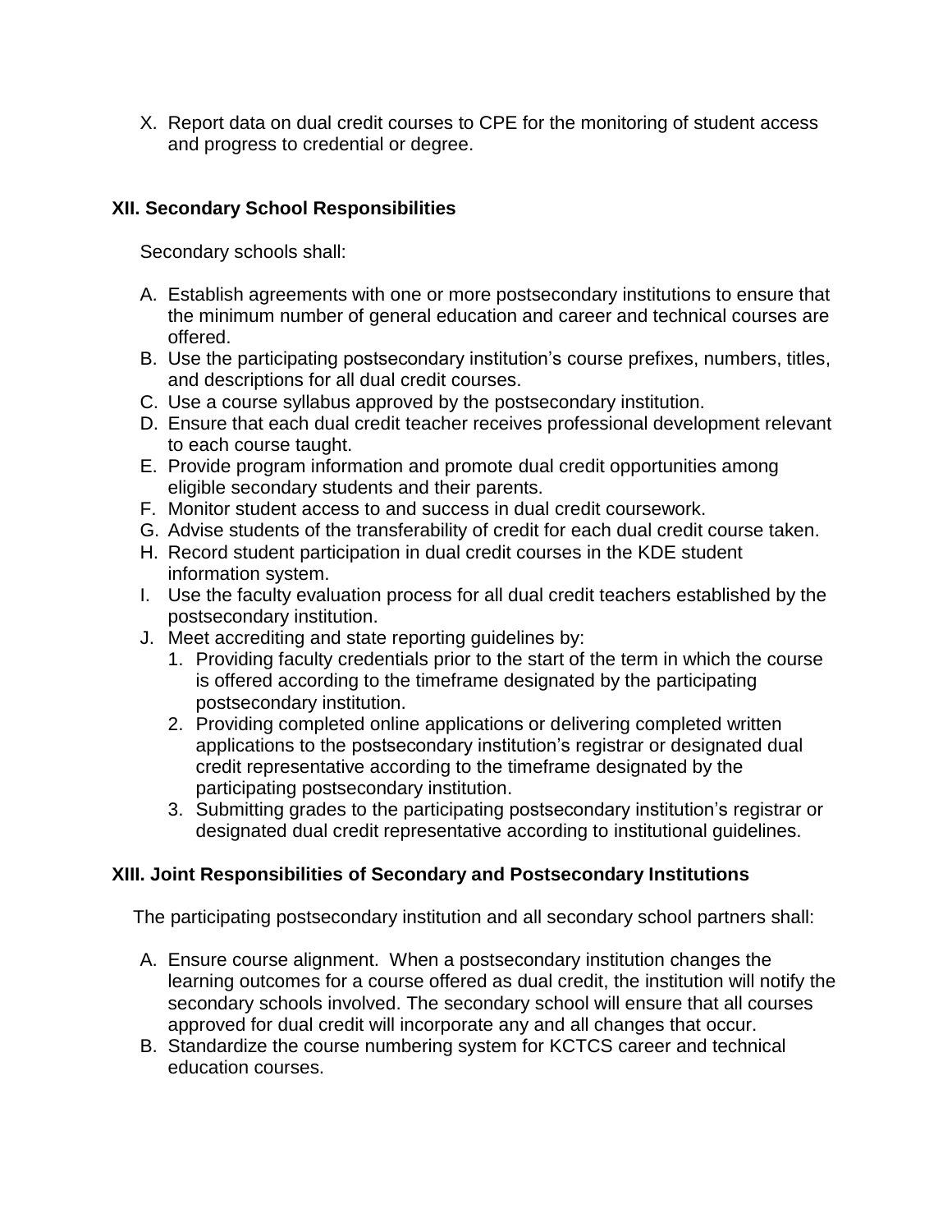X. Report data on dual credit courses to CPE for the monitoring of student access and progress to credential or degree.

## XII. Secondary School Responsibilities

Secondary schools shall:

A. Establish agreements with one or more postsecondary institutions to ensure that the minimum number of general education and career and technical courses are offered.
B. Use the participating postsecondary institution's course prefixes, numbers, titles, and descriptions for all dual credit courses.
C. Use a course syllabus approved by the postsecondary institution.
D. Ensure that each dual credit teacher receives professional development relevant to each course taught.
E. Provide program information and promote dual credit opportunities among eligible secondary students and their parents.
F. Monitor student access to and success in dual credit coursework.
G. Advise students of the transferability of credit for each dual credit course taken.
H. Record student participation in dual credit courses in the KDE student information system.
I. Use the faculty evaluation process for all dual credit teachers established by the postsecondary institution.
J. Meet accrediting and state reporting guidelines by:
    1. Providing faculty credentials prior to the start of the term in which the course is offered according to the timeframe designated by the participating postsecondary institution.
    2. Providing completed online applications or delivering completed written applications to the postsecondary institution's registrar or designated dual credit representative according to the timeframe designated by the participating postsecondary institution.
    3. Submitting grades to the participating postsecondary institution's registrar or designated dual credit representative according to institutional guidelines.

## XIII. Joint Responsibilities of Secondary and Postsecondary Institutions

The participating postsecondary institution and all secondary school partners shall:

A. Ensure course alignment. When a postsecondary institution changes the learning outcomes for a course offered as dual credit, the institution will notify the secondary schools involved. The secondary school will ensure that all courses approved for dual credit will incorporate any and all changes that occur.
B. Standardize the course numbering system for KCTCS career and technical education courses.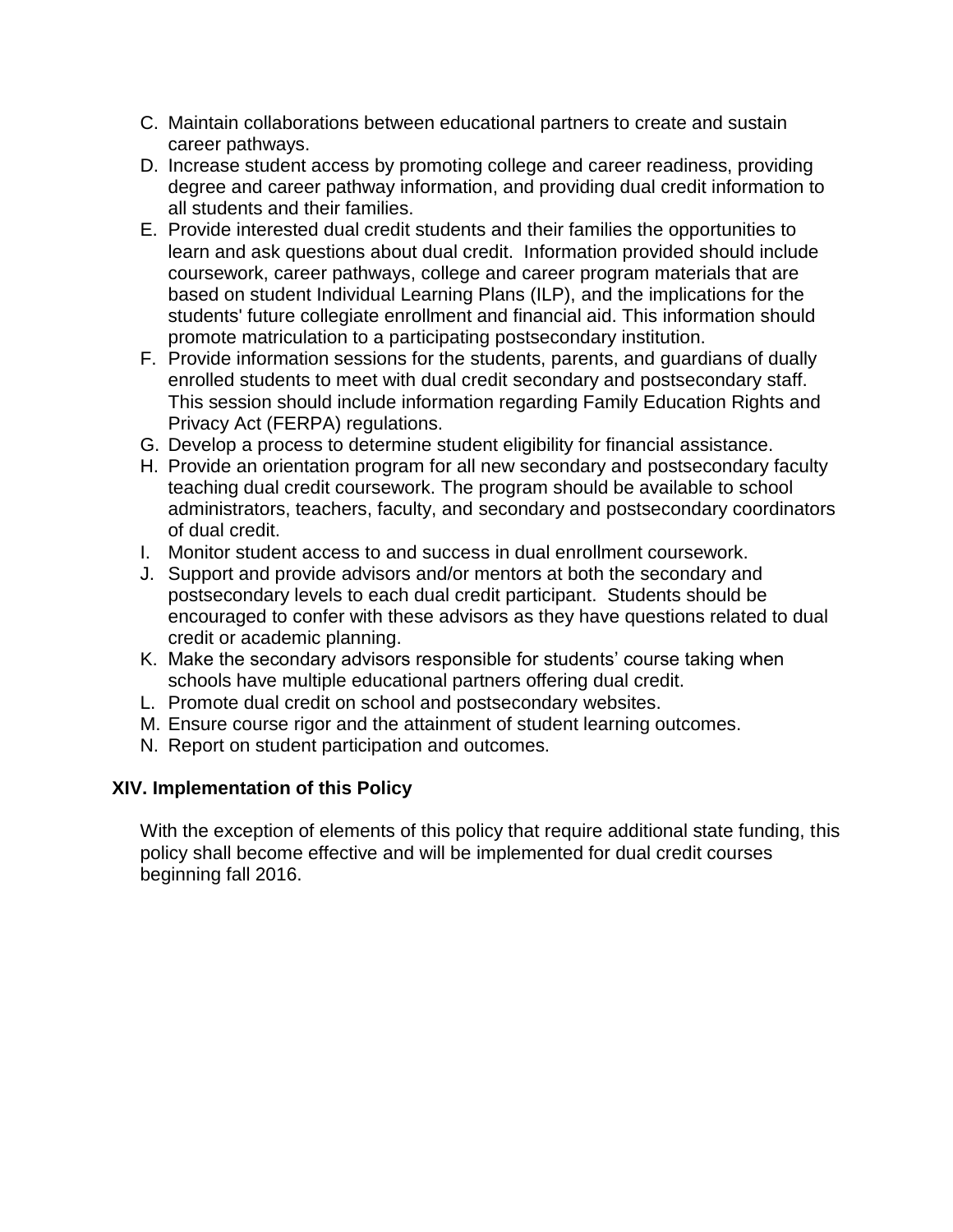C. Maintain collaborations between educational partners to create and sustain career pathways.
D. Increase student access by promoting college and career readiness, providing degree and career pathway information, and providing dual credit information to all students and their families.
E. Provide interested dual credit students and their families the opportunities to learn and ask questions about dual credit. Information provided should include coursework, career pathways, college and career program materials that are based on student Individual Learning Plans (ILP), and the implications for the students' future collegiate enrollment and financial aid. This information should promote matriculation to a participating postsecondary institution.
F. Provide information sessions for the students, parents, and guardians of dually enrolled students to meet with dual credit secondary and postsecondary staff. This session should include information regarding Family Education Rights and Privacy Act (FERPA) regulations.
G. Develop a process to determine student eligibility for financial assistance.
H. Provide an orientation program for all new secondary and postsecondary faculty teaching dual credit coursework. The program should be available to school administrators, teachers, faculty, and secondary and postsecondary coordinators of dual credit.
I. Monitor student access to and success in dual enrollment coursework.
J. Support and provide advisors and/or mentors at both the secondary and postsecondary levels to each dual credit participant. Students should be encouraged to confer with these advisors as they have questions related to dual credit or academic planning.
K. Make the secondary advisors responsible for students' course taking when schools have multiple educational partners offering dual credit.
L. Promote dual credit on school and postsecondary websites.
M. Ensure course rigor and the attainment of student learning outcomes.
N. Report on student participation and outcomes.

## XIV. Implementation of this Policy

With the exception of elements of this policy that require additional state funding, this policy shall become effective and will be implemented for dual credit courses beginning fall 2016.